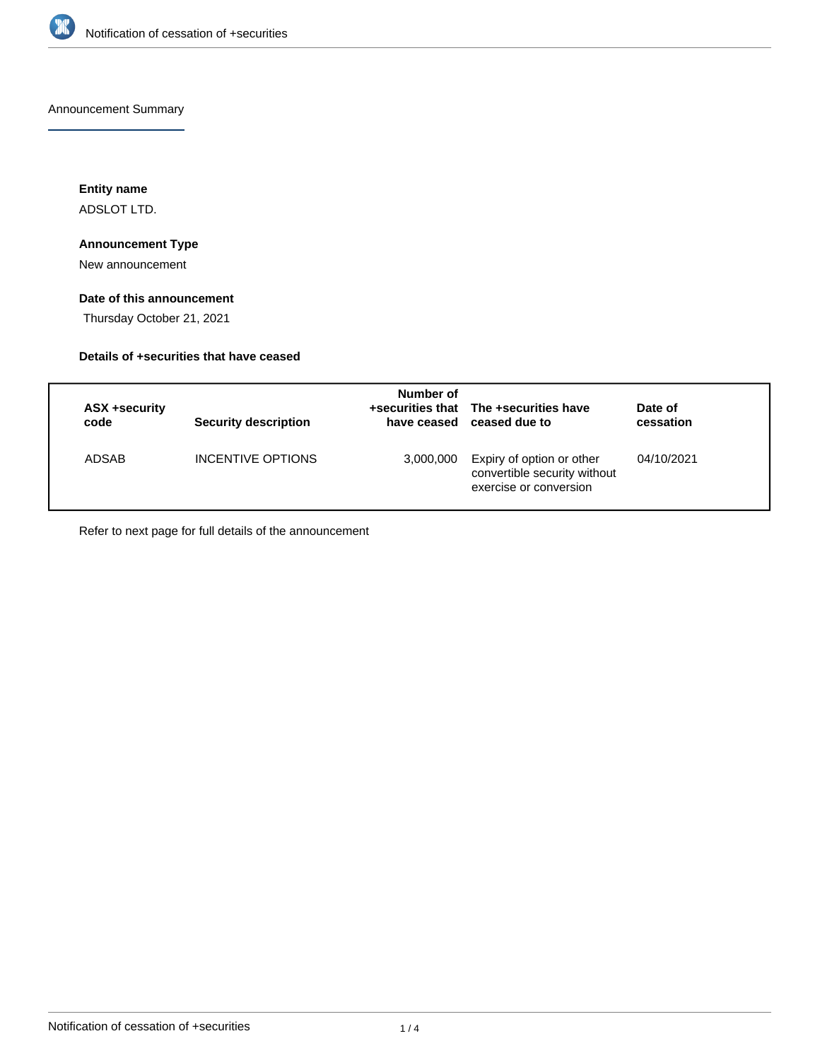# Notification of cessation of +securities

## Announcement Summary

### Entity name

ADSLOT LTD.

### Announcement Type

New announcement

### Date of this announcement

Thursday October 21, 2021

### Details of +securities that have ceased

| ASX +security code | Security description | Number of +securities that have ceased | The +securities have ceased due to | Date of cessation |
|---|---|---|---|---|
| ADSAB | INCENTIVE OPTIONS | 3,000,000 | Expiry of option or other convertible security without exercise or conversion | 04/10/2021 |

Refer to next page for full details of the announcement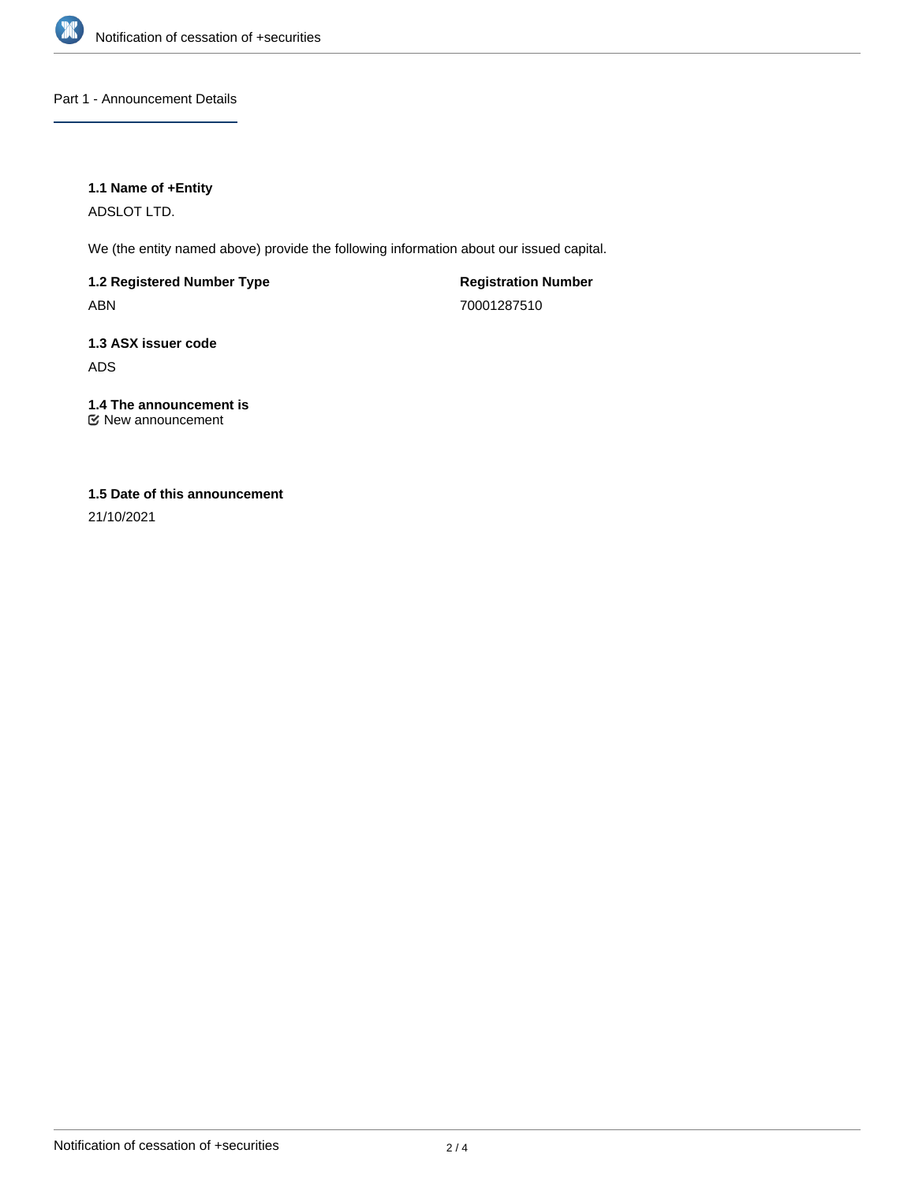## Part 1 - Announcement Details

### 1.1 Name of +Entity

ADSLOT LTD.

We (the entity named above) provide the following information about our issued capital.

**1.2 Registered Number Type**

ABN

**Registration Number**

70001287510

### 1.3 ASX issuer code

ADS

### 1.4 The announcement is

☑ New announcement

### 1.5 Date of this announcement

21/10/2021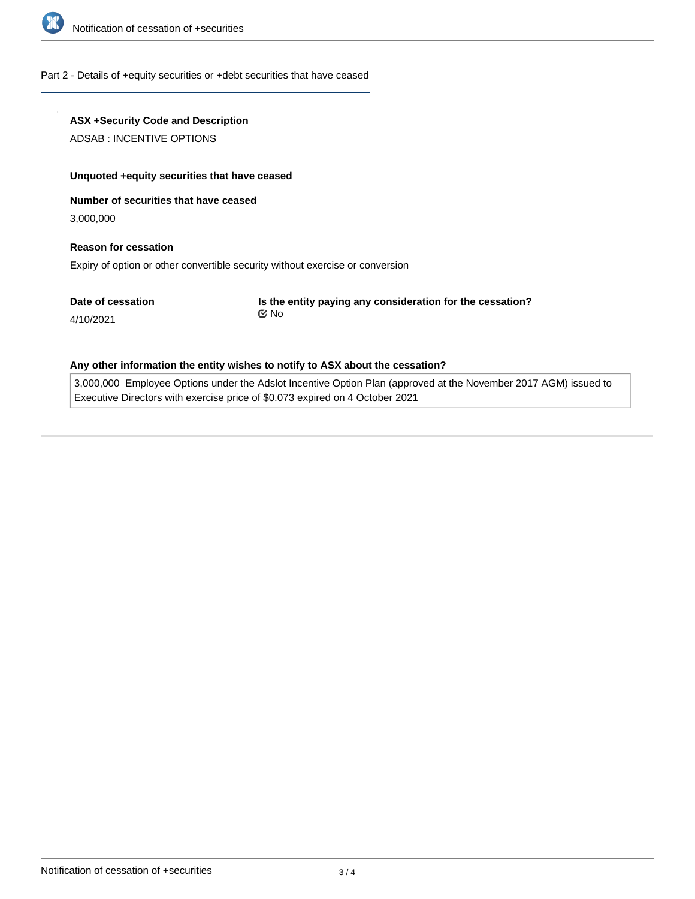## Part 2 - Details of +equity securities or +debt securities that have ceased

**ASX +Security Code and Description**

ADSAB : INCENTIVE OPTIONS

**Unquoted +equity securities that have ceased**

**Number of securities that have ceased**

3,000,000

**Reason for cessation**

Expiry of option or other convertible security without exercise or conversion

**Date of cessation**

4/10/2021

**Is the entity paying any consideration for the cessation?**

☑ No

**Any other information the entity wishes to notify to ASX about the cessation?**

3,000,000 Employee Options under the Adslot Incentive Option Plan (approved at the November 2017 AGM) issued to Executive Directors with exercise price of $0.073 expired on 4 October 2021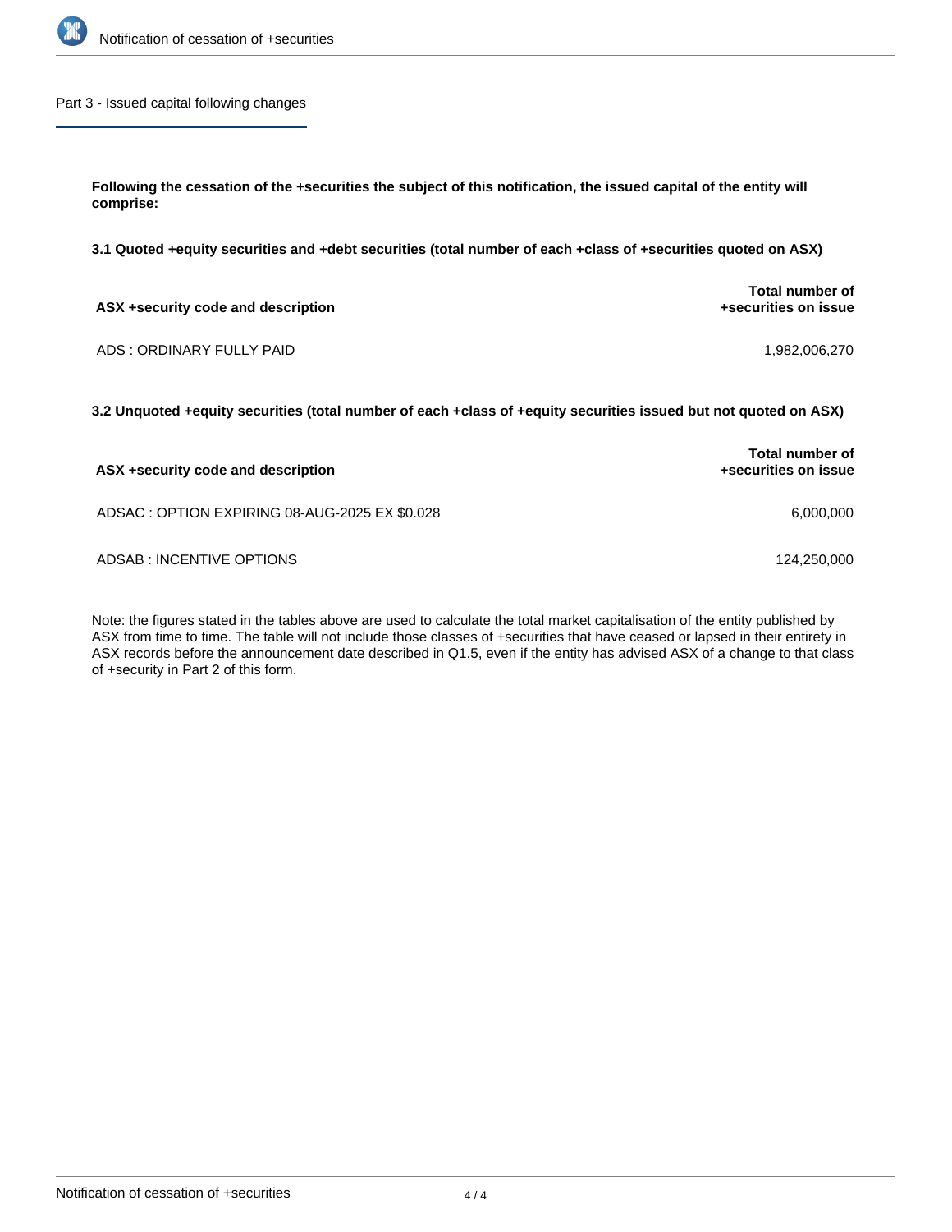## Part 3 - Issued capital following changes

**Following the cessation of the +securities the subject of this notification, the issued capital of the entity will comprise:**

**3.1 Quoted +equity securities and +debt securities (total number of each +class of +securities quoted on ASX)**

| ASX +security code and description | Total number of +securities on issue |
| --- | --- |
| ADS : ORDINARY FULLY PAID | 1,982,006,270 |

**3.2 Unquoted +equity securities (total number of each +class of +equity securities issued but not quoted on ASX)**

| ASX +security code and description | Total number of +securities on issue |
| --- | --- |
| ADSAC : OPTION EXPIRING 08-AUG-2025 EX $0.028 | 6,000,000 |
| ADSAB : INCENTIVE OPTIONS | 124,250,000 |

Note: the figures stated in the tables above are used to calculate the total market capitalisation of the entity published by ASX from time to time. The table will not include those classes of +securities that have ceased or lapsed in their entirety in ASX records before the announcement date described in Q1.5, even if the entity has advised ASX of a change to that class of +security in Part 2 of this form.